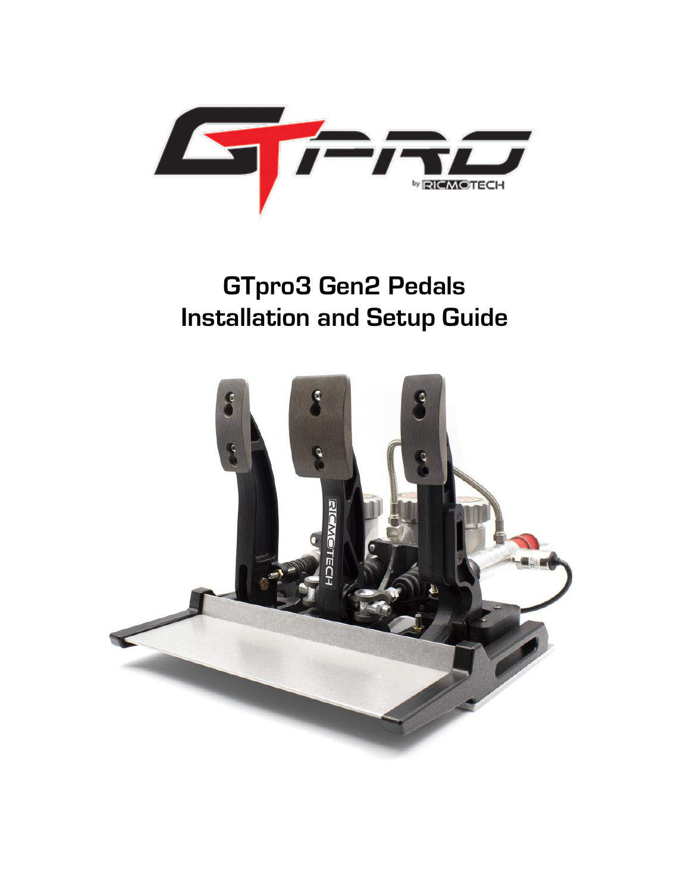# GTpro3 Gen2 Pedals
# Installation and Setup Guide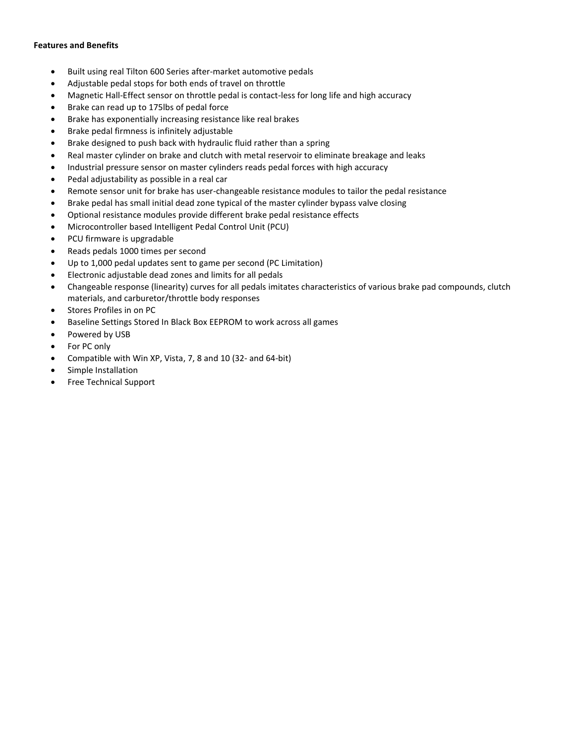**Features and Benefits**

- Built using real Tilton 600 Series after-market automotive pedals
- Adjustable pedal stops for both ends of travel on throttle
- Magnetic Hall-Effect sensor on throttle pedal is contact-less for long life and high accuracy
- Brake can read up to 175lbs of pedal force
- Brake has exponentially increasing resistance like real brakes
- Brake pedal firmness is infinitely adjustable
- Brake designed to push back with hydraulic fluid rather than a spring
- Real master cylinder on brake and clutch with metal reservoir to eliminate breakage and leaks
- Industrial pressure sensor on master cylinders reads pedal forces with high accuracy
- Pedal adjustability as possible in a real car
- Remote sensor unit for brake has user-changeable resistance modules to tailor the pedal resistance
- Brake pedal has small initial dead zone typical of the master cylinder bypass valve closing
- Optional resistance modules provide different brake pedal resistance effects
- Microcontroller based Intelligent Pedal Control Unit (PCU)
- PCU firmware is upgradable
- Reads pedals 1000 times per second
- Up to 1,000 pedal updates sent to game per second (PC Limitation)
- Electronic adjustable dead zones and limits for all pedals
- Changeable response (linearity) curves for all pedals imitates characteristics of various brake pad compounds, clutch materials, and carburetor/throttle body responses
- Stores Profiles in on PC
- Baseline Settings Stored In Black Box EEPROM to work across all games
- Powered by USB
- For PC only
- Compatible with Win XP, Vista, 7, 8 and 10 (32- and 64-bit)
- Simple Installation
- Free Technical Support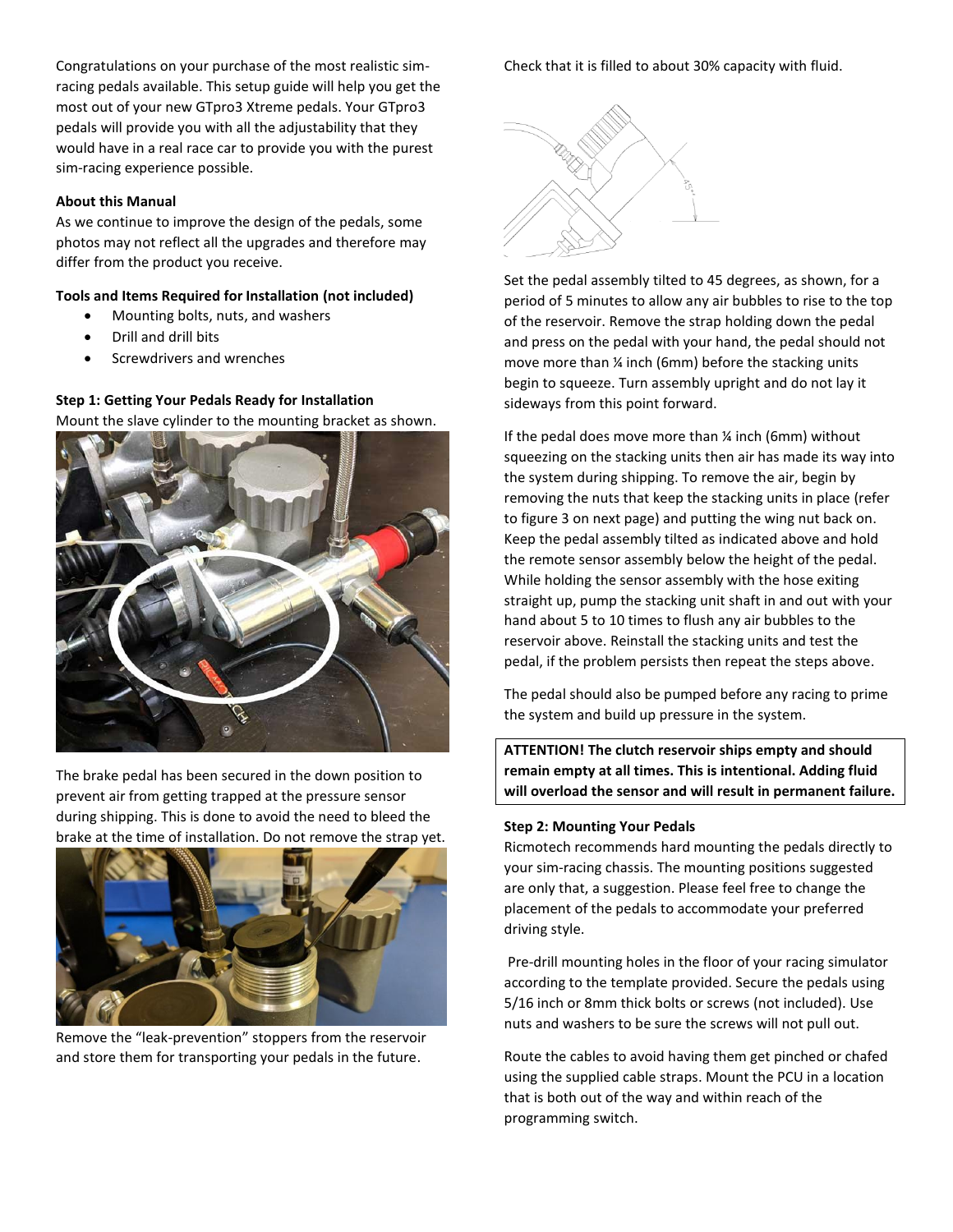Congratulations on your purchase of the most realistic sim-racing pedals available. This setup guide will help you get the most out of your new GTpro3 Xtreme pedals. Your GTpro3 pedals will provide you with all the adjustability that they would have in a real race car to provide you with the purest sim-racing experience possible.

**About this Manual**

As we continue to improve the design of the pedals, some photos may not reflect all the upgrades and therefore may differ from the product you receive.

**Tools and Items Required for Installation (not included)**

- Mounting bolts, nuts, and washers
- Drill and drill bits
- Screwdrivers and wrenches

**Step 1: Getting Your Pedals Ready for Installation**

Mount the slave cylinder to the mounting bracket as shown.

The brake pedal has been secured in the down position to prevent air from getting trapped at the pressure sensor during shipping. This is done to avoid the need to bleed the brake at the time of installation. Do not remove the strap yet.

Remove the "leak-prevention" stoppers from the reservoir and store them for transporting your pedals in the future.

Check that it is filled to about 30% capacity with fluid.

Set the pedal assembly tilted to 45 degrees, as shown, for a period of 5 minutes to allow any air bubbles to rise to the top of the reservoir. Remove the strap holding down the pedal and press on the pedal with your hand, the pedal should not move more than ¼ inch (6mm) before the stacking units begin to squeeze. Turn assembly upright and do not lay it sideways from this point forward.

If the pedal does move more than ¼ inch (6mm) without squeezing on the stacking units then air has made its way into the system during shipping. To remove the air, begin by removing the nuts that keep the stacking units in place (refer to figure 3 on next page) and putting the wing nut back on. Keep the pedal assembly tilted as indicated above and hold the remote sensor assembly below the height of the pedal. While holding the sensor assembly with the hose exiting straight up, pump the stacking unit shaft in and out with your hand about 5 to 10 times to flush any air bubbles to the reservoir above. Reinstall the stacking units and test the pedal, if the problem persists then repeat the steps above.

The pedal should also be pumped before any racing to prime the system and build up pressure in the system.

**ATTENTION! The clutch reservoir ships empty and should remain empty at all times. This is intentional. Adding fluid will overload the sensor and will result in permanent failure.**

**Step 2: Mounting Your Pedals**

Ricmotech recommends hard mounting the pedals directly to your sim-racing chassis. The mounting positions suggested are only that, a suggestion. Please feel free to change the placement of the pedals to accommodate your preferred driving style.

Pre-drill mounting holes in the floor of your racing simulator according to the template provided. Secure the pedals using 5/16 inch or 8mm thick bolts or screws (not included). Use nuts and washers to be sure the screws will not pull out.

Route the cables to avoid having them get pinched or chafed using the supplied cable straps. Mount the PCU in a location that is both out of the way and within reach of the programming switch.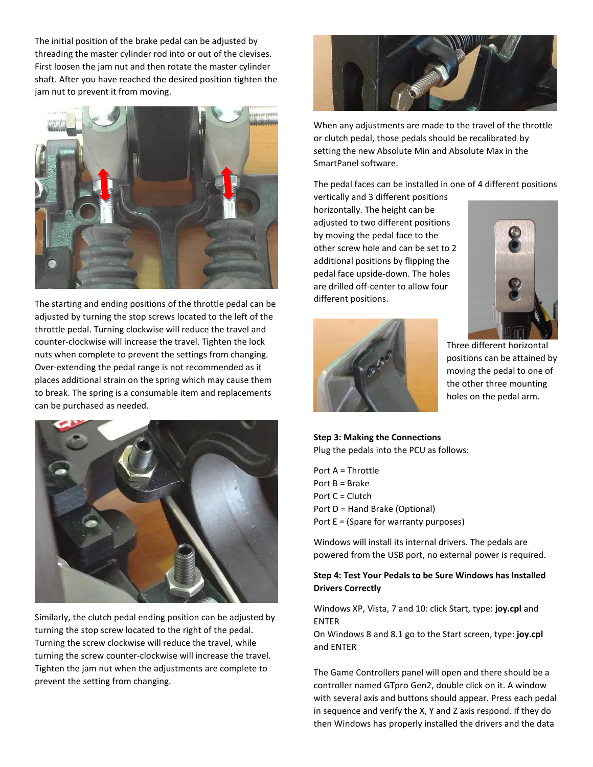The initial position of the brake pedal can be adjusted by threading the master cylinder rod into or out of the clevises. First loosen the jam nut and then rotate the master cylinder shaft. After you have reached the desired position tighten the jam nut to prevent it from moving.

The starting and ending positions of the throttle pedal can be adjusted by turning the stop screws located to the left of the throttle pedal. Turning clockwise will reduce the travel and counter-clockwise will increase the travel. Tighten the lock nuts when complete to prevent the settings from changing. Over-extending the pedal range is not recommended as it places additional strain on the spring which may cause them to break. The spring is a consumable item and replacements can be purchased as needed.

Similarly, the clutch pedal ending position can be adjusted by turning the stop screw located to the right of the pedal. Turning the screw clockwise will reduce the travel, while turning the screw counter-clockwise will increase the travel. Tighten the jam nut when the adjustments are complete to prevent the setting from changing.

When any adjustments are made to the travel of the throttle or clutch pedal, those pedals should be recalibrated by setting the new Absolute Min and Absolute Max in the SmartPanel software.

The pedal faces can be installed in one of 4 different positions vertically and 3 different positions horizontally. The height can be adjusted to two different positions by moving the pedal face to the other screw hole and can be set to 2 additional positions by flipping the pedal face upside-down. The holes are drilled off-center to allow four different positions.

Three different horizontal positions can be attained by moving the pedal to one of the other three mounting holes on the pedal arm.

**Step 3: Making the Connections**
Plug the pedals into the PCU as follows:

Port A = Throttle
Port B = Brake
Port C = Clutch
Port D = Hand Brake (Optional)
Port E = (Spare for warranty purposes)

Windows will install its internal drivers. The pedals are powered from the USB port, no external power is required.

**Step 4: Test Your Pedals to be Sure Windows has Installed Drivers Correctly**

Windows XP, Vista, 7 and 10: click Start, type: **joy.cpl** and ENTER
On Windows 8 and 8.1 go to the Start screen, type: **joy.cpl** and ENTER

The Game Controllers panel will open and there should be a controller named GTpro Gen2, double click on it. A window with several axis and buttons should appear. Press each pedal in sequence and verify the X, Y and Z axis respond. If they do then Windows has properly installed the drivers and the data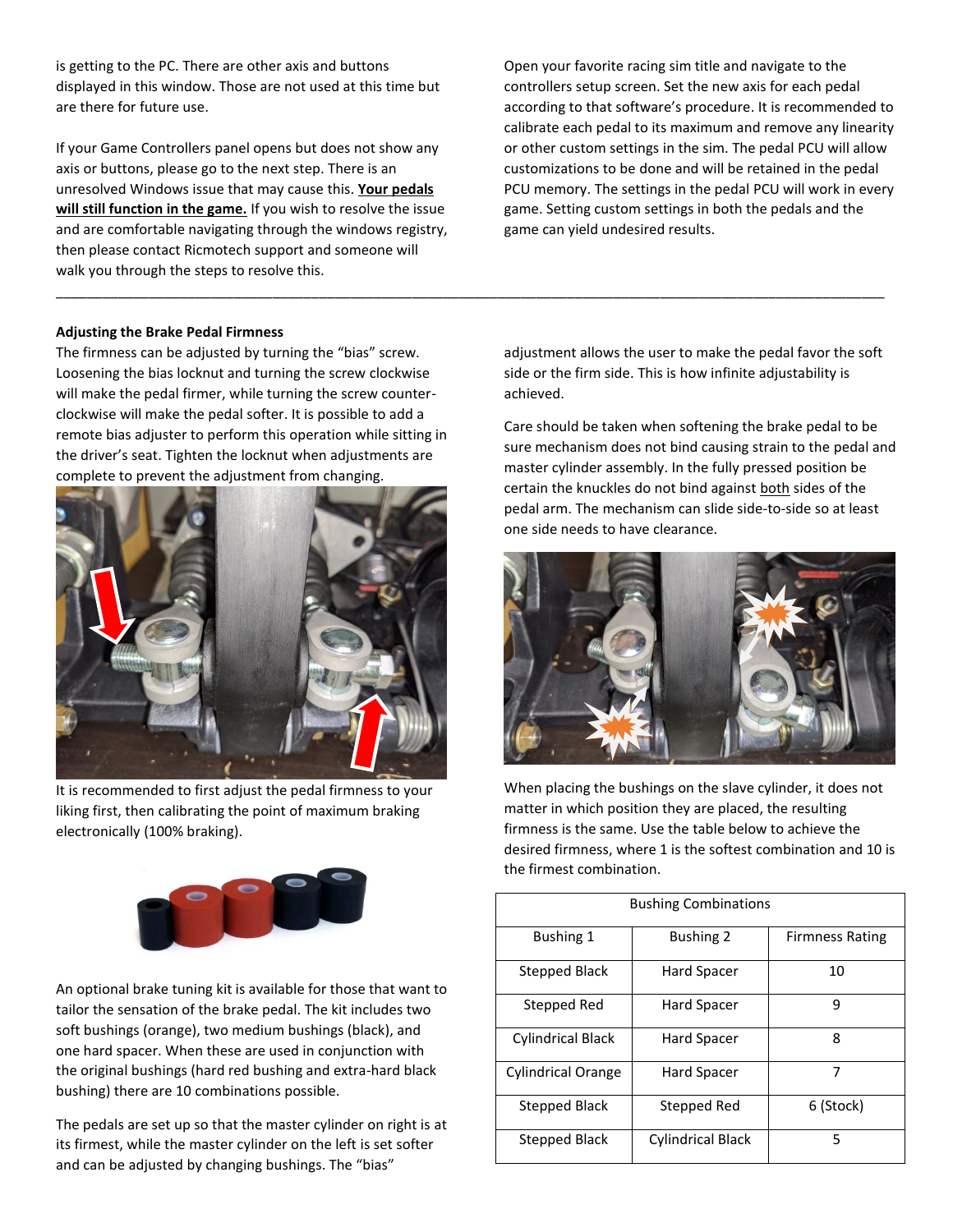is getting to the PC. There are other axis and buttons displayed in this window. Those are not used at this time but are there for future use.

If your Game Controllers panel opens but does not show any axis or buttons, please go to the next step. There is an unresolved Windows issue that may cause this. **Your pedals will still function in the game.** If you wish to resolve the issue and are comfortable navigating through the windows registry, then please contact Ricmotech support and someone will walk you through the steps to resolve this.

Open your favorite racing sim title and navigate to the controllers setup screen. Set the new axis for each pedal according to that software's procedure. It is recommended to calibrate each pedal to its maximum and remove any linearity or other custom settings in the sim. The pedal PCU will allow customizations to be done and will be retained in the pedal PCU memory. The settings in the pedal PCU will work in every game. Setting custom settings in both the pedals and the game can yield undesired results.

---

**Adjusting the Brake Pedal Firmness**

The firmness can be adjusted by turning the "bias" screw. Loosening the bias locknut and turning the screw clockwise will make the pedal firmer, while turning the screw counter-clockwise will make the pedal softer. It is possible to add a remote bias adjuster to perform this operation while sitting in the driver's seat. Tighten the locknut when adjustments are complete to prevent the adjustment from changing.

It is recommended to first adjust the pedal firmness to your liking first, then calibrating the point of maximum braking electronically (100% braking).

An optional brake tuning kit is available for those that want to tailor the sensation of the brake pedal. The kit includes two soft bushings (orange), two medium bushings (black), and one hard spacer. When these are used in conjunction with the original bushings (hard red bushing and extra-hard black bushing) there are 10 combinations possible.

The pedals are set up so that the master cylinder on right is at its firmest, while the master cylinder on the left is set softer and can be adjusted by changing bushings. The "bias" adjustment allows the user to make the pedal favor the soft side or the firm side. This is how infinite adjustability is achieved.

Care should be taken when softening the brake pedal to be sure mechanism does not bind causing strain to the pedal and master cylinder assembly. In the fully pressed position be certain the knuckles do not bind against both sides of the pedal arm. The mechanism can slide side-to-side so at least one side needs to have clearance.

When placing the bushings on the slave cylinder, it does not matter in which position they are placed, the resulting firmness is the same. Use the table below to achieve the desired firmness, where 1 is the softest combination and 10 is the firmest combination.

| Bushing Combinations | | |
|---|---|---|
| Bushing 1 | Bushing 2 | Firmness Rating |
| Stepped Black | Hard Spacer | 10 |
| Stepped Red | Hard Spacer | 9 |
| Cylindrical Black | Hard Spacer | 8 |
| Cylindrical Orange | Hard Spacer | 7 |
| Stepped Black | Stepped Red | 6 (Stock) |
| Stepped Black | Cylindrical Black | 5 |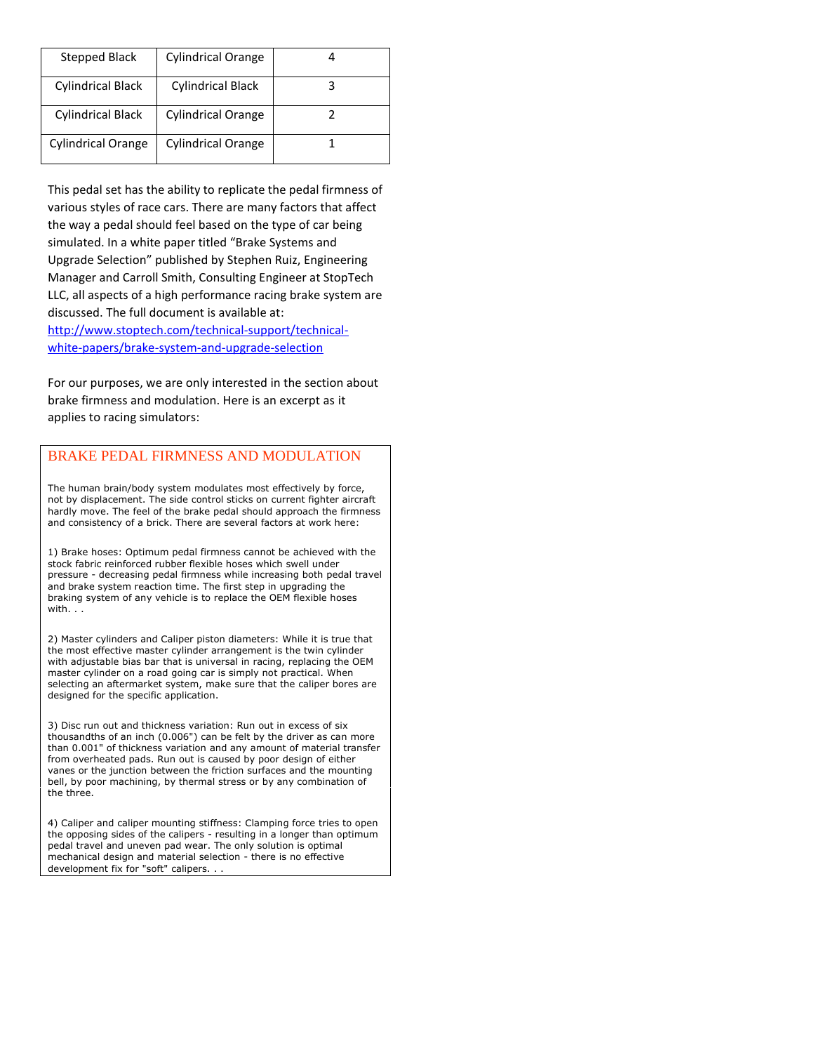| | | |
|---|---|---|
| Stepped Black | Cylindrical Orange | 4 |
| Cylindrical Black | Cylindrical Black | 3 |
| Cylindrical Black | Cylindrical Orange | 2 |
| Cylindrical Orange | Cylindrical Orange | 1 |

This pedal set has the ability to replicate the pedal firmness of various styles of race cars. There are many factors that affect the way a pedal should feel based on the type of car being simulated. In a white paper titled "Brake Systems and Upgrade Selection" published by Stephen Ruiz, Engineering Manager and Carroll Smith, Consulting Engineer at StopTech LLC, all aspects of a high performance racing brake system are discussed. The full document is available at: [http://www.stoptech.com/technical-support/technical-white-papers/brake-system-and-upgrade-selection](http://www.stoptech.com/technical-support/technical-white-papers/brake-system-and-upgrade-selection)

For our purposes, we are only interested in the section about brake firmness and modulation. Here is an excerpt as it applies to racing simulators:

## BRAKE PEDAL FIRMNESS AND MODULATION

The human brain/body system modulates most effectively by force, not by displacement. The side control sticks on current fighter aircraft hardly move. The feel of the brake pedal should approach the firmness and consistency of a brick. There are several factors at work here:

1) Brake hoses: Optimum pedal firmness cannot be achieved with the stock fabric reinforced rubber flexible hoses which swell under pressure - decreasing pedal firmness while increasing both pedal travel and brake system reaction time. The first step in upgrading the braking system of any vehicle is to replace the OEM flexible hoses with. . .

2) Master cylinders and Caliper piston diameters: While it is true that the most effective master cylinder arrangement is the twin cylinder with adjustable bias bar that is universal in racing, replacing the OEM master cylinder on a road going car is simply not practical. When selecting an aftermarket system, make sure that the caliper bores are designed for the specific application.

3) Disc run out and thickness variation: Run out in excess of six thousandths of an inch (0.006") can be felt by the driver as can more than 0.001" of thickness variation and any amount of material transfer from overheated pads. Run out is caused by poor design of either vanes or the junction between the friction surfaces and the mounting bell, by poor machining, by thermal stress or by any combination of the three.

4) Caliper and caliper mounting stiffness: Clamping force tries to open the opposing sides of the calipers - resulting in a longer than optimum pedal travel and uneven pad wear. The only solution is optimal mechanical design and material selection - there is no effective development fix for "soft" calipers. . .